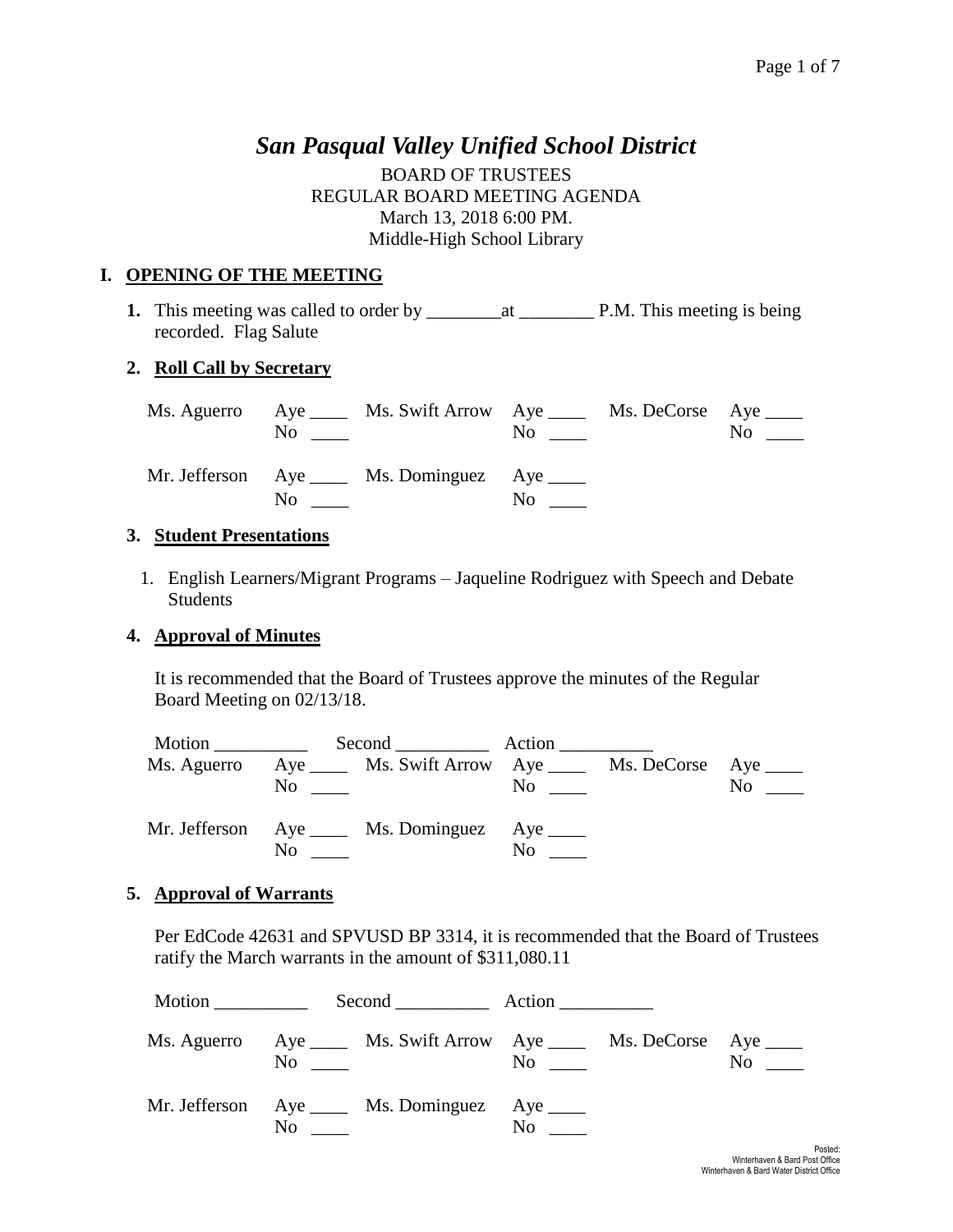# *San Pasqual Valley Unified School District*

BOARD OF TRUSTEES
REGULAR BOARD MEETING AGENDA
March 13, 2018 6:00 PM.
Middle-High School Library

## I. OPENING OF THE MEETING

**1.** This meeting was called to order by ________at ________ P.M. This meeting is being recorded. Flag Salute

**2. Roll Call by Secretary**

| | | | | | |
|---|---|---|---|---|---|
| Ms. Aguerro | Aye ____<br>No ____ | Ms. Swift Arrow | Aye ____<br>No ____ | Ms. DeCorse | Aye ____<br>No ____ |
| Mr. Jefferson | Aye ____<br>No ____ | Ms. Dominguez | Aye ____<br>No ____ | | |

**3. Student Presentations**

1. English Learners/Migrant Programs – Jaqueline Rodriguez with Speech and Debate Students

**4. Approval of Minutes**

It is recommended that the Board of Trustees approve the minutes of the Regular Board Meeting on 02/13/18.

Motion __________ Second __________ Action __________

| | | | | | |
|---|---|---|---|---|---|
| Ms. Aguerro | Aye ____<br>No ____ | Ms. Swift Arrow | Aye ____<br>No ____ | Ms. DeCorse | Aye ____<br>No ____ |
| Mr. Jefferson | Aye ____<br>No ____ | Ms. Dominguez | Aye ____<br>No ____ | | |

**5. Approval of Warrants**

Per EdCode 42631 and SPVUSD BP 3314, it is recommended that the Board of Trustees ratify the March warrants in the amount of $311,080.11

Motion __________ Second __________ Action __________

| | | | | | |
|---|---|---|---|---|---|
| Ms. Aguerro | Aye ____<br>No ____ | Ms. Swift Arrow | Aye ____<br>No ____ | Ms. DeCorse | Aye ____<br>No ____ |
| Mr. Jefferson | Aye ____<br>No ____ | Ms. Dominguez | Aye ____<br>No ____ | | |

Posted:
Winterhaven & Bard Post Office
Winterhaven & Bard Water District Office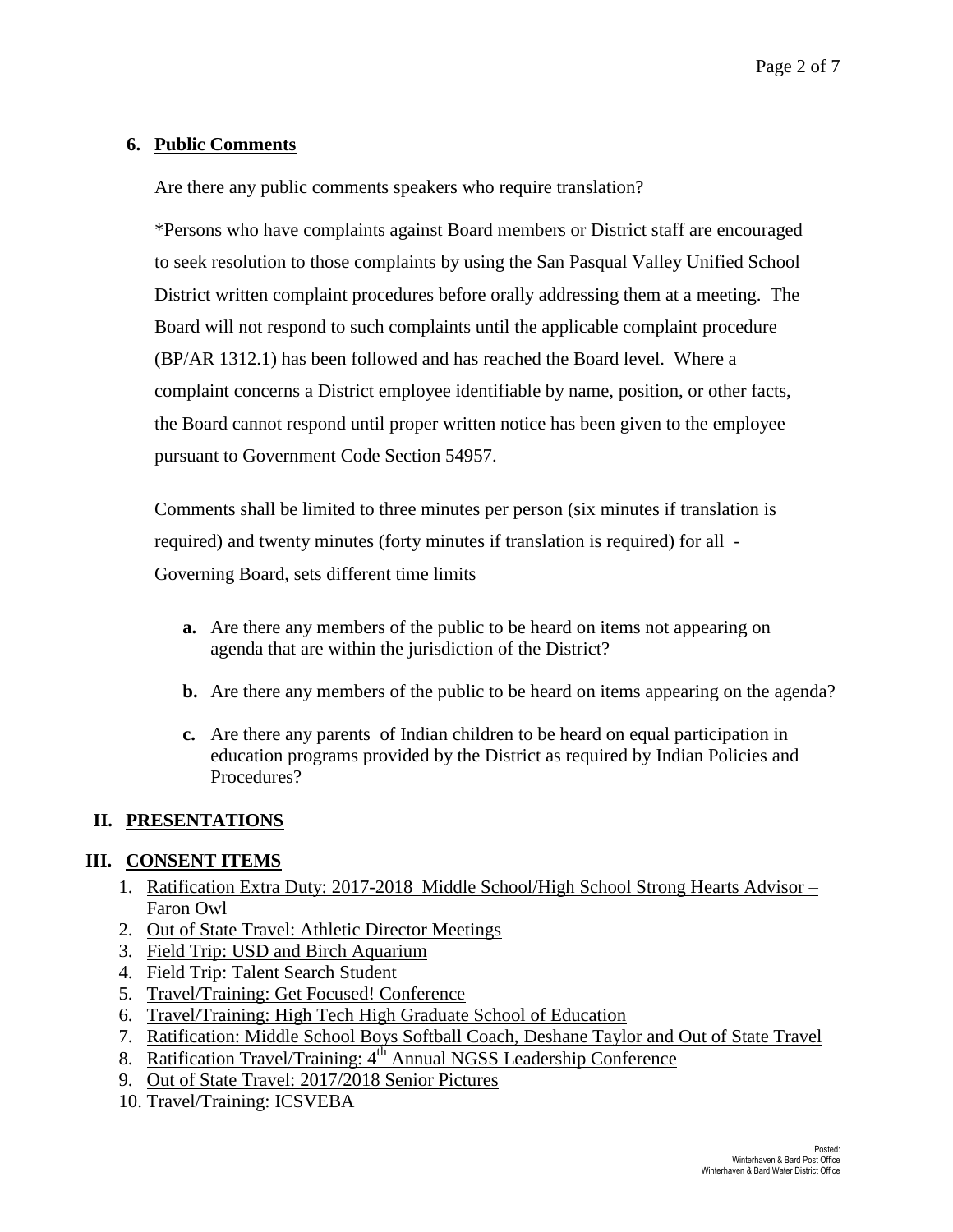**6. Public Comments**

Are there any public comments speakers who require translation?

*Persons who have complaints against Board members or District staff are encouraged to seek resolution to those complaints by using the San Pasqual Valley Unified School District written complaint procedures before orally addressing them at a meeting. The Board will not respond to such complaints until the applicable complaint procedure (BP/AR 1312.1) has been followed and has reached the Board level. Where a complaint concerns a District employee identifiable by name, position, or other facts, the Board cannot respond until proper written notice has been given to the employee pursuant to Government Code Section 54957.

Comments shall be limited to three minutes per person (six minutes if translation is required) and twenty minutes (forty minutes if translation is required) for all - Governing Board, sets different time limits

- **a.** Are there any members of the public to be heard on items not appearing on agenda that are within the jurisdiction of the District?
- **b.** Are there any members of the public to be heard on items appearing on the agenda?
- **c.** Are there any parents of Indian children to be heard on equal participation in education programs provided by the District as required by Indian Policies and Procedures?

## II. PRESENTATIONS

## III. CONSENT ITEMS

1. Ratification Extra Duty: 2017-2018 Middle School/High School Strong Hearts Advisor – Faron Owl
2. Out of State Travel: Athletic Director Meetings
3. Field Trip: USD and Birch Aquarium
4. Field Trip: Talent Search Student
5. Travel/Training: Get Focused! Conference
6. Travel/Training: High Tech High Graduate School of Education
7. Ratification: Middle School Boys Softball Coach, Deshane Taylor and Out of State Travel
8. Ratification Travel/Training: 4th Annual NGSS Leadership Conference
9. Out of State Travel: 2017/2018 Senior Pictures
10. Travel/Training: ICSVEBA

Posted:
Winterhaven & Bard Post Office
Winterhaven & Bard Water District Office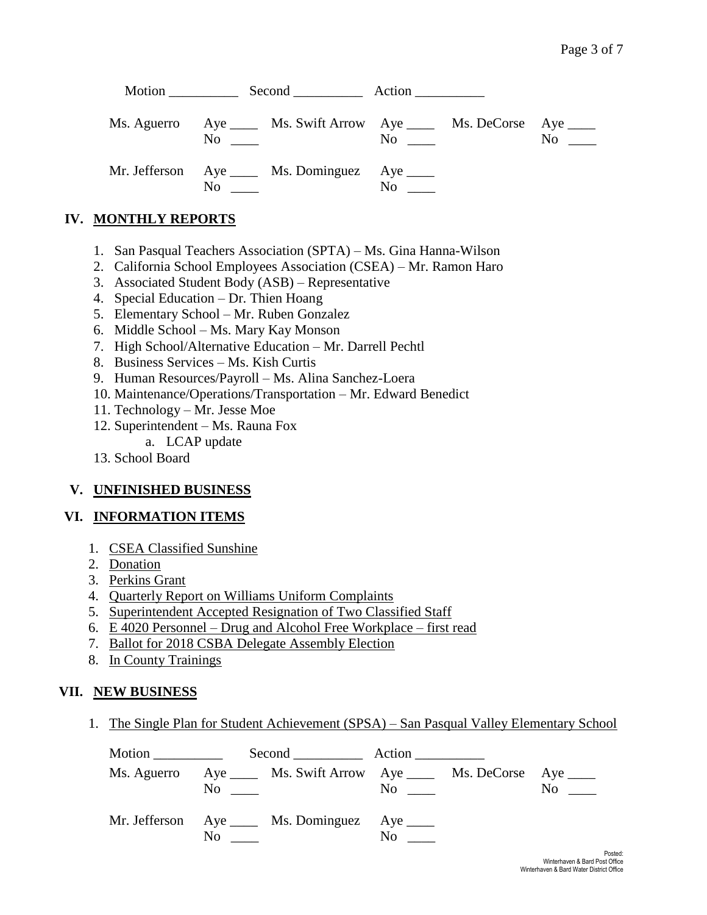Motion __________ Second __________ Action __________

| | | | | | |
|---|---|---|---|---|---|
| Ms. Aguerro | Aye ____ No ____ | Ms. Swift Arrow | Aye ____ No ____ | Ms. DeCorse | Aye ____ No ____ |
| Mr. Jefferson | Aye ____ No ____ | Ms. Dominguez | Aye ____ No ____ | | |

## IV. MONTHLY REPORTS

1. San Pasqual Teachers Association (SPTA) – Ms. Gina Hanna-Wilson
2. California School Employees Association (CSEA) – Mr. Ramon Haro
3. Associated Student Body (ASB) – Representative
4. Special Education – Dr. Thien Hoang
5. Elementary School – Mr. Ruben Gonzalez
6. Middle School – Ms. Mary Kay Monson
7. High School/Alternative Education – Mr. Darrell Pechtl
8. Business Services – Ms. Kish Curtis
9. Human Resources/Payroll – Ms. Alina Sanchez-Loera
10. Maintenance/Operations/Transportation – Mr. Edward Benedict
11. Technology – Mr. Jesse Moe
12. Superintendent – Ms. Rauna Fox
    a. LCAP update
13. School Board

## V. UNFINISHED BUSINESS

## VI. INFORMATION ITEMS

1. CSEA Classified Sunshine
2. Donation
3. Perkins Grant
4. Quarterly Report on Williams Uniform Complaints
5. Superintendent Accepted Resignation of Two Classified Staff
6. E 4020 Personnel – Drug and Alcohol Free Workplace – first read
7. Ballot for 2018 CSBA Delegate Assembly Election
8. In County Trainings

## VII. NEW BUSINESS

1. The Single Plan for Student Achievement (SPSA) – San Pasqual Valley Elementary School

Motion __________ Second __________ Action __________

| | | | | | |
|---|---|---|---|---|---|
| Ms. Aguerro | Aye ____ No ____ | Ms. Swift Arrow | Aye ____ No ____ | Ms. DeCorse | Aye ____ No ____ |
| Mr. Jefferson | Aye ____ No ____ | Ms. Dominguez | Aye ____ No ____ | | |

Posted:
Winterhaven & Bard Post Office
Winterhaven & Bard Water District Office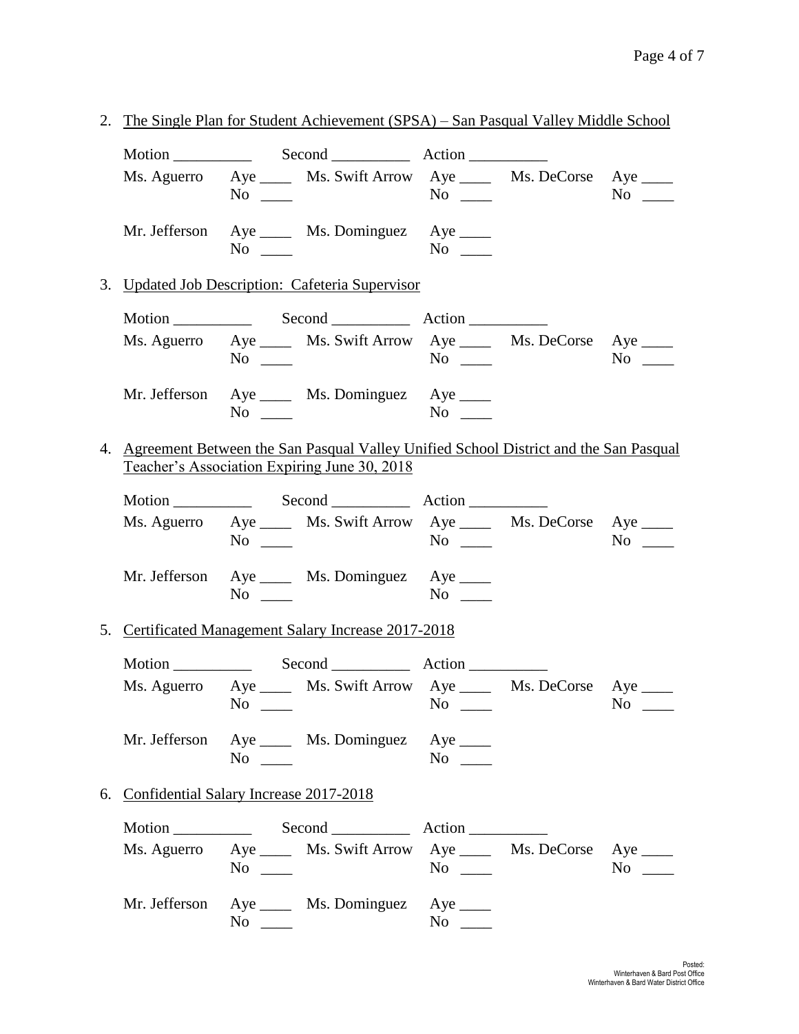2. The Single Plan for Student Achievement (SPSA) – San Pasqual Valley Middle School

Motion __________ Second __________ Action __________

Ms. Aguerro Aye ____ No ____ Ms. Swift Arrow Aye ____ No ____ Ms. DeCorse Aye ____ No ____

Mr. Jefferson Aye ____ No ____ Ms. Dominguez Aye ____ No ____

3. Updated Job Description: Cafeteria Supervisor

Motion __________ Second __________ Action __________

Ms. Aguerro Aye ____ No ____ Ms. Swift Arrow Aye ____ No ____ Ms. DeCorse Aye ____ No ____

Mr. Jefferson Aye ____ No ____ Ms. Dominguez Aye ____ No ____

4. Agreement Between the San Pasqual Valley Unified School District and the San Pasqual Teacher's Association Expiring June 30, 2018

Motion __________ Second __________ Action __________

Ms. Aguerro Aye ____ No ____ Ms. Swift Arrow Aye ____ No ____ Ms. DeCorse Aye ____ No ____

Mr. Jefferson Aye ____ No ____ Ms. Dominguez Aye ____ No ____

5. Certificated Management Salary Increase 2017-2018

Motion __________ Second __________ Action __________

Ms. Aguerro Aye ____ No ____ Ms. Swift Arrow Aye ____ No ____ Ms. DeCorse Aye ____ No ____

Mr. Jefferson Aye ____ No ____ Ms. Dominguez Aye ____ No ____

6. Confidential Salary Increase 2017-2018

Motion __________ Second __________ Action __________

Ms. Aguerro Aye ____ No ____ Ms. Swift Arrow Aye ____ No ____ Ms. DeCorse Aye ____ No ____

Mr. Jefferson Aye ____ No ____ Ms. Dominguez Aye ____ No ____

Posted:
Winterhaven & Bard Post Office
Winterhaven & Bard Water District Office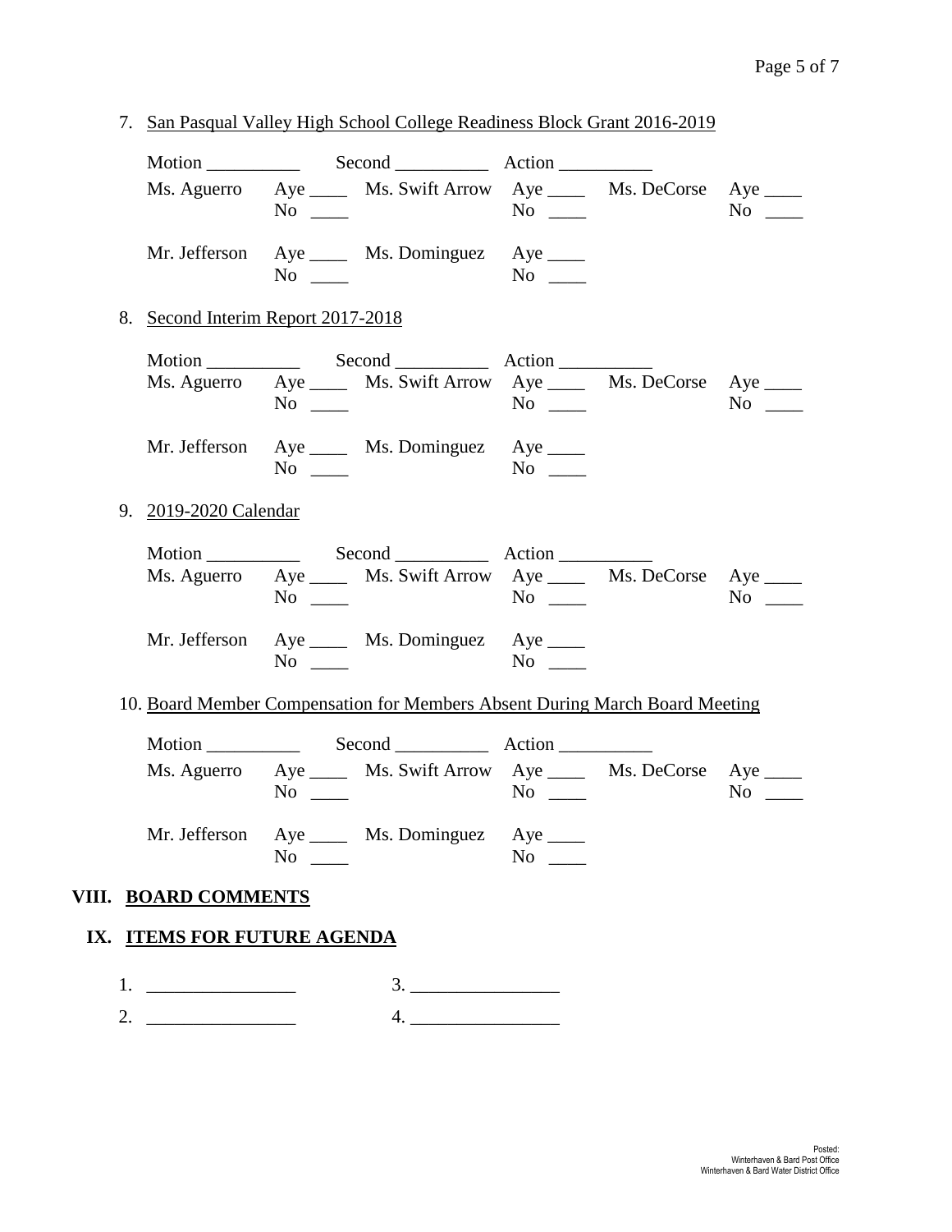7. San Pasqual Valley High School College Readiness Block Grant 2016-2019

Motion __________ Second __________ Action __________

| | | | | | |
|---|---|---|---|---|---|
| Ms. Aguerro | Aye ____ No ____ | Ms. Swift Arrow | Aye ____ No ____ | Ms. DeCorse | Aye ____ No ____ |
| Mr. Jefferson | Aye ____ No ____ | Ms. Dominguez | Aye ____ No ____ | | |

8. Second Interim Report 2017-2018

Motion __________ Second __________ Action __________

| | | | | | |
|---|---|---|---|---|---|
| Ms. Aguerro | Aye ____ No ____ | Ms. Swift Arrow | Aye ____ No ____ | Ms. DeCorse | Aye ____ No ____ |
| Mr. Jefferson | Aye ____ No ____ | Ms. Dominguez | Aye ____ No ____ | | |

9. 2019-2020 Calendar

Motion __________ Second __________ Action __________

| | | | | | |
|---|---|---|---|---|---|
| Ms. Aguerro | Aye ____ No ____ | Ms. Swift Arrow | Aye ____ No ____ | Ms. DeCorse | Aye ____ No ____ |
| Mr. Jefferson | Aye ____ No ____ | Ms. Dominguez | Aye ____ No ____ | | |

10. Board Member Compensation for Members Absent During March Board Meeting

Motion __________ Second __________ Action __________

| | | | | | |
|---|---|---|---|---|---|
| Ms. Aguerro | Aye ____ No ____ | Ms. Swift Arrow | Aye ____ No ____ | Ms. DeCorse | Aye ____ No ____ |
| Mr. Jefferson | Aye ____ No ____ | Ms. Dominguez | Aye ____ No ____ | | |

## VIII. BOARD COMMENTS

## IX. ITEMS FOR FUTURE AGENDA

1. ________________ 3. ________________
2. ________________ 4. ________________

Posted:
Winterhaven & Bard Post Office
Winterhaven & Bard Water District Office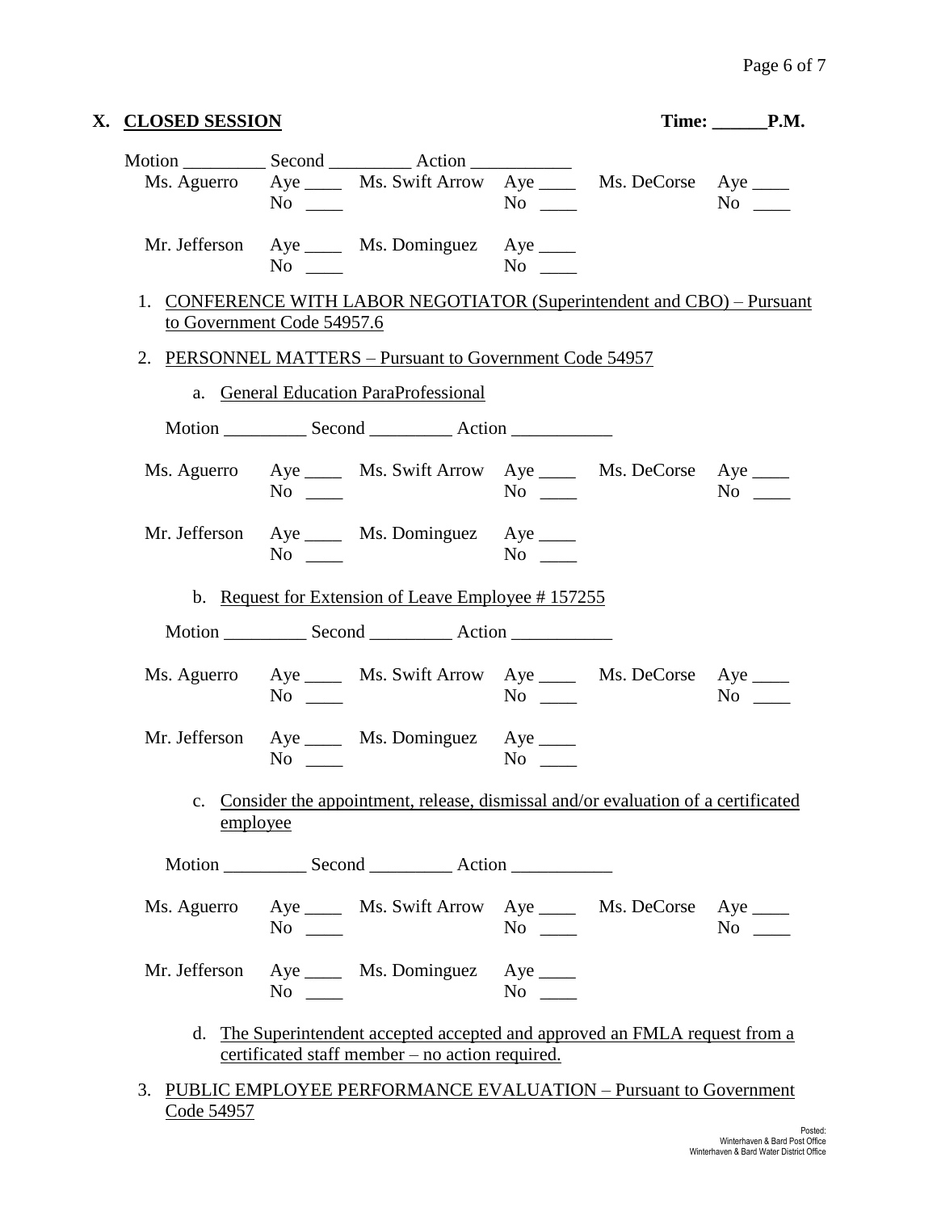## X. CLOSED SESSION

**Time: ______P.M.**

Motion _________ Second _________ Action ___________

| | | | | | |
|---|---|---|---|---|---|
| Ms. Aguerro | Aye ____ No ____ | Ms. Swift Arrow | Aye ____ No ____ | Ms. DeCorse | Aye ____ No ____ |
| Mr. Jefferson | Aye ____ No ____ | Ms. Dominguez | Aye ____ No ____ | | |

1. CONFERENCE WITH LABOR NEGOTIATOR (Superintendent and CBO) – Pursuant to Government Code 54957.6

2. PERSONNEL MATTERS – Pursuant to Government Code 54957

   a. General Education ParaProfessional

   Motion _________ Second _________ Action ___________

| | | | | | |
|---|---|---|---|---|---|
| Ms. Aguerro | Aye ____ No ____ | Ms. Swift Arrow | Aye ____ No ____ | Ms. DeCorse | Aye ____ No ____ |
| Mr. Jefferson | Aye ____ No ____ | Ms. Dominguez | Aye ____ No ____ | | |

   b. Request for Extension of Leave Employee # 157255

   Motion _________ Second _________ Action ___________

| | | | | | |
|---|---|---|---|---|---|
| Ms. Aguerro | Aye ____ No ____ | Ms. Swift Arrow | Aye ____ No ____ | Ms. DeCorse | Aye ____ No ____ |
| Mr. Jefferson | Aye ____ No ____ | Ms. Dominguez | Aye ____ No ____ | | |

   c. Consider the appointment, release, dismissal and/or evaluation of a certificated employee

   Motion _________ Second _________ Action ___________

| | | | | | |
|---|---|---|---|---|---|
| Ms. Aguerro | Aye ____ No ____ | Ms. Swift Arrow | Aye ____ No ____ | Ms. DeCorse | Aye ____ No ____ |
| Mr. Jefferson | Aye ____ No ____ | Ms. Dominguez | Aye ____ No ____ | | |

   d. The Superintendent accepted accepted and approved an FMLA request from a certificated staff member – no action required.

3. PUBLIC EMPLOYEE PERFORMANCE EVALUATION – Pursuant to Government Code 54957

Posted:
Winterhaven & Bard Post Office
Winterhaven & Bard Water District Office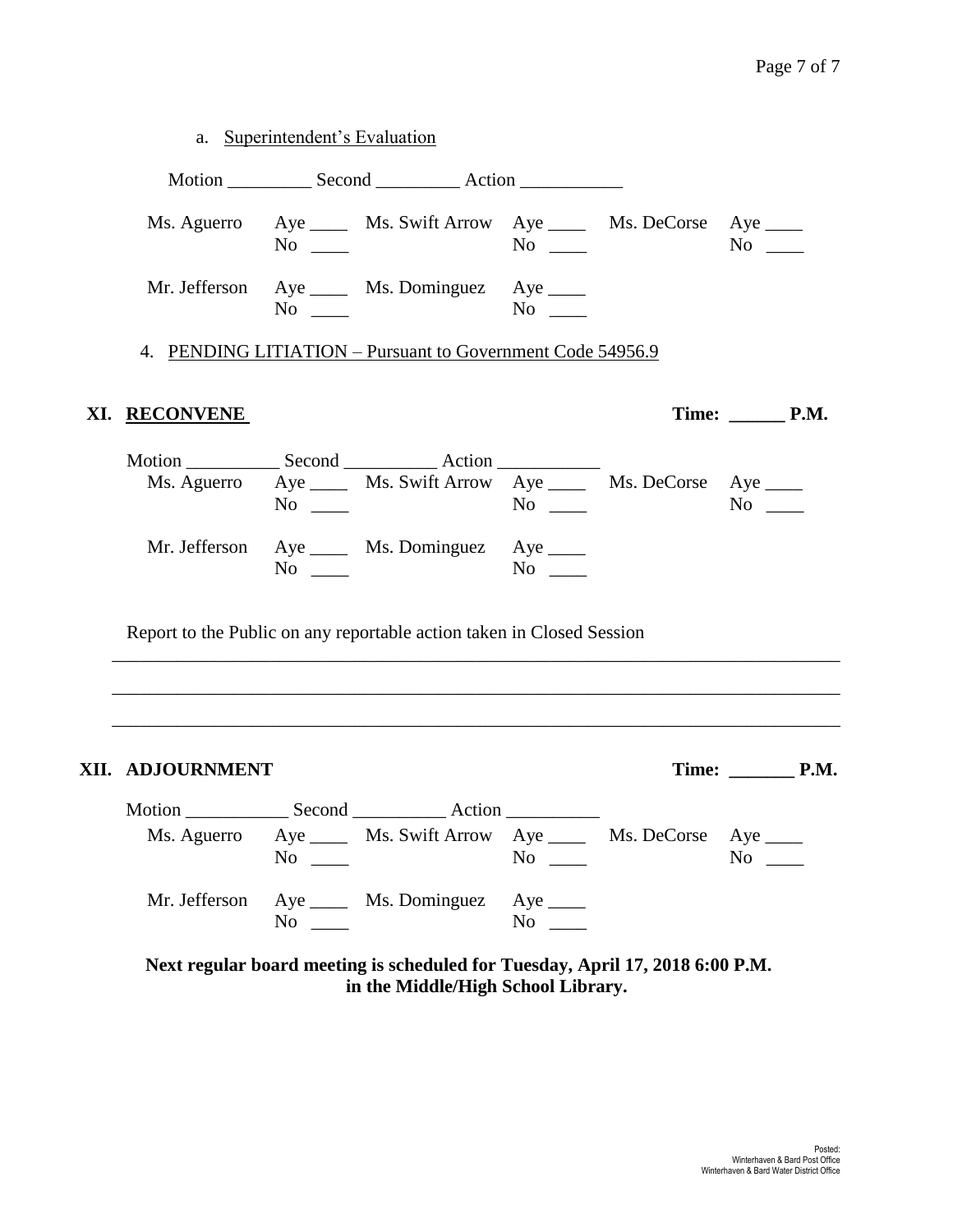a. Superintendent's Evaluation

Motion _________ Second _________ Action ___________

| | | | | | |
|---|---|---|---|---|---|
| Ms. Aguerro | Aye ____ No ____ | Ms. Swift Arrow | Aye ____ No ____ | Ms. DeCorse | Aye ____ No ____ |
| Mr. Jefferson | Aye ____ No ____ | Ms. Dominguez | Aye ____ No ____ | | |

4. PENDING LITIATION – Pursuant to Government Code 54956.9

## XI. RECONVENE

Time: ______ P.M.

Motion __________ Second __________ Action ___________

| | | | | | |
|---|---|---|---|---|---|
| Ms. Aguerro | Aye ____ No ____ | Ms. Swift Arrow | Aye ____ No ____ | Ms. DeCorse | Aye ____ No ____ |
| Mr. Jefferson | Aye ____ No ____ | Ms. Dominguez | Aye ____ No ____ | | |

Report to the Public on any reportable action taken in Closed Session

_______________________________________________________________________________

_______________________________________________________________________________

_______________________________________________________________________________

## XII. ADJOURNMENT

Time: _______ P.M.

Motion ___________ Second __________ Action __________

| | | | | | |
|---|---|---|---|---|---|
| Ms. Aguerro | Aye ____ No ____ | Ms. Swift Arrow | Aye ____ No ____ | Ms. DeCorse | Aye ____ No ____ |
| Mr. Jefferson | Aye ____ No ____ | Ms. Dominguez | Aye ____ No ____ | | |

**Next regular board meeting is scheduled for Tuesday, April 17, 2018 6:00 P.M. in the Middle/High School Library.**

Posted:
Winterhaven & Bard Post Office
Winterhaven & Bard Water District Office